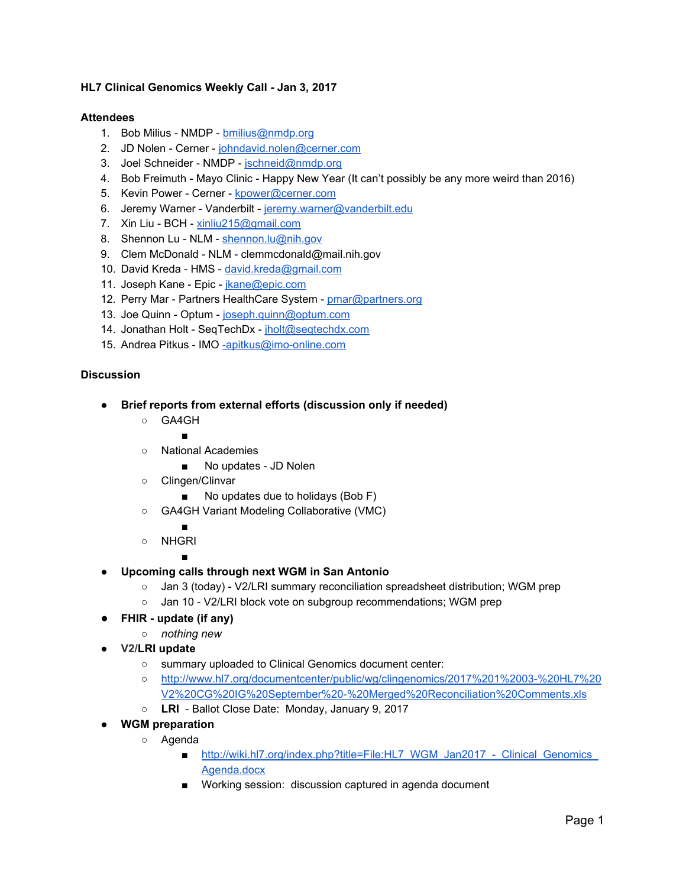**HL7 Clinical Genomics Weekly Call - Jan 3, 2017**

**Attendees**

1. Bob Milius - NMDP - bmilius@nmdp.org
2. JD Nolen - Cerner - johndavid.nolen@cerner.com
3. Joel Schneider - NMDP - jschneid@nmdp.org
4. Bob Freimuth - Mayo Clinic - Happy New Year (It can't possibly be any more weird than 2016)
5. Kevin Power - Cerner - kpower@cerner.com
6. Jeremy Warner - Vanderbilt - jeremy.warner@vanderbilt.edu
7. Xin Liu - BCH - xinliu215@gmail.com
8. Shennon Lu - NLM - shennon.lu@nih.gov
9. Clem McDonald - NLM - clemmcdonald@mail.nih.gov
10. David Kreda - HMS - david.kreda@gmail.com
11. Joseph Kane - Epic - jkane@epic.com
12. Perry Mar - Partners HealthCare System - pmar@partners.org
13. Joe Quinn - Optum - joseph.quinn@optum.com
14. Jonathan Holt - SeqTechDx - jholt@seqtechdx.com
15. Andrea Pitkus - IMO -apitkus@imo-online.com

**Discussion**

- **Brief reports from external efforts (discussion only if needed)**
  - GA4GH
    -  
  - National Academies
    - No updates - JD Nolen
  - Clingen/Clinvar
    - No updates due to holidays (Bob F)
  - GA4GH Variant Modeling Collaborative (VMC)
    -  
  - NHGRI
    -  
- **Upcoming calls through next WGM in San Antonio**
  - Jan 3 (today) - V2/LRI summary reconciliation spreadsheet distribution; WGM prep
  - Jan 10 - V2/LRI block vote on subgroup recommendations; WGM prep
- **FHIR - update (if any)**
  - *nothing new*
- **V2/LRI update**
  - summary uploaded to Clinical Genomics document center:
  - http://www.hl7.org/documentcenter/public/wg/clingenomics/2017%201%2003-%20HL7%20V2%20CG%20IG%20September%20-%20Merged%20Reconciliation%20Comments.xls
  - **LRI** - Ballot Close Date: Monday, January 9, 2017
- **WGM preparation**
  - Agenda
    - http://wiki.hl7.org/index.php?title=File:HL7_WGM_Jan2017_-_Clinical_Genomics_Agenda.docx
    - Working session: discussion captured in agenda document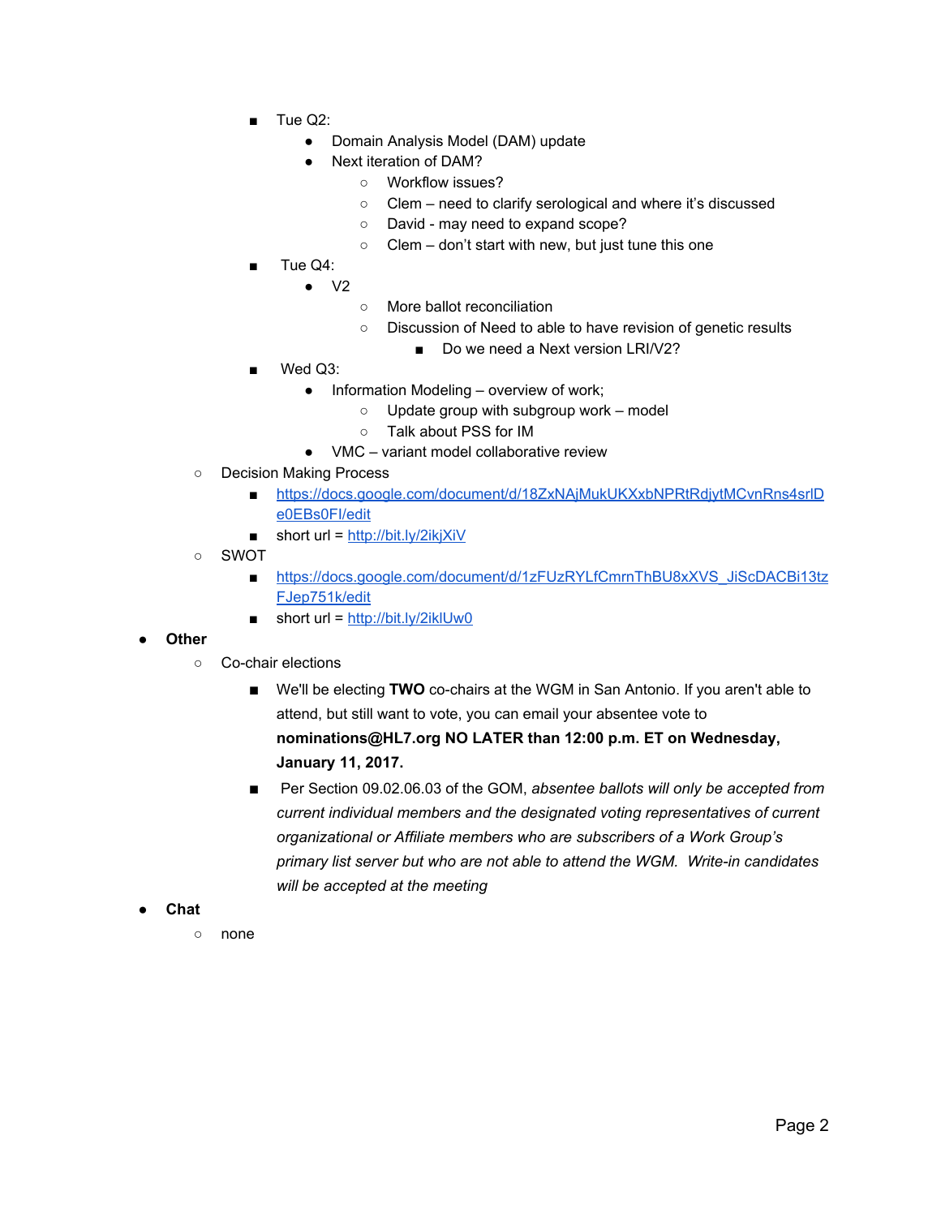- Tue Q2:
            - Domain Analysis Model (DAM) update
            - Next iteration of DAM?
                - Workflow issues?
                - Clem – need to clarify serological and where it's discussed
                - David - may need to expand scope?
                - Clem – don't start with new, but just tune this one
        - Tue Q4:
            - V2
                - More ballot reconciliation
                - Discussion of Need to able to have revision of genetic results
                    - Do we need a Next version LRI/V2?
        - Wed Q3:
            - Information Modeling – overview of work;
                - Update group with subgroup work – model
                - Talk about PSS for IM
            - VMC – variant model collaborative review
    - Decision Making Process
        - https://docs.google.com/document/d/18ZxNAjMukUKXxbNPRtRdjytMCvnRns4srlDe0EBs0FI/edit
        - short url = http://bit.ly/2ikjXiV
    - SWOT
        - https://docs.google.com/document/d/1zFUzRYLfCmrnThBU8xXVS_JiScDACBi13tzFJep751k/edit
        - short url = http://bit.ly/2iklUw0

- **Other**
    - Co-chair elections
        - We'll be electing **TWO** co-chairs at the WGM in San Antonio. If you aren't able to attend, but still want to vote, you can email your absentee vote to **nominations@HL7.org NO LATER than 12:00 p.m. ET on Wednesday, January 11, 2017.**
        - Per Section 09.02.06.03 of the GOM, *absentee ballots will only be accepted from current individual members and the designated voting representatives of current organizational or Affiliate members who are subscribers of a Work Group's primary list server but who are not able to attend the WGM. Write-in candidates will be accepted at the meeting*
- **Chat**
    - none